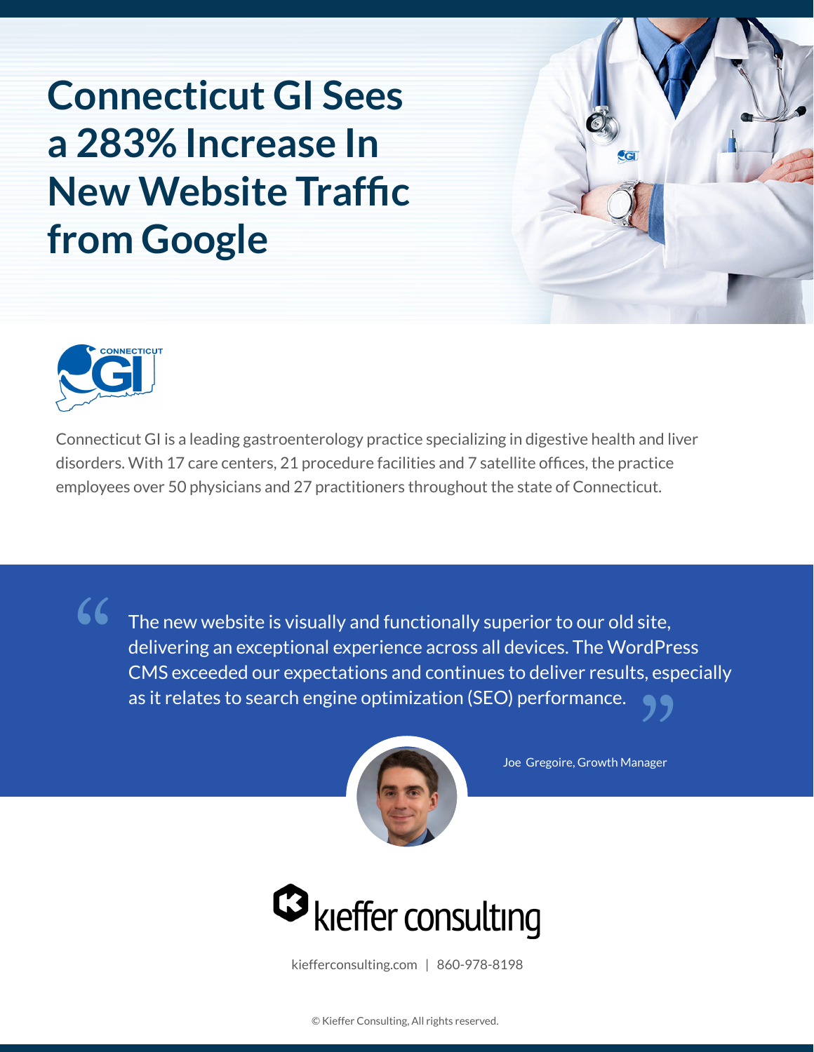# Connecticut GI Sees a 283% Increase In New Website Traffic from Google

Connecticut GI is a leading gastroenterology practice specializing in digestive health and liver disorders. With 17 care centers, 21 procedure facilities and 7 satellite offices, the practice employees over 50 physicians and 27 practitioners throughout the state of Connecticut.

> "The new website is visually and functionally superior to our old site, delivering an exceptional experience across all devices. The WordPress CMS exceeded our expectations and continues to deliver results, especially as it relates to search engine optimization (SEO) performance."
>
> Joe Gregoire, Growth Manager

kieffer consulting

kiefferconsulting.com | 860-978-8198

© Kieffer Consulting, All rights reserved.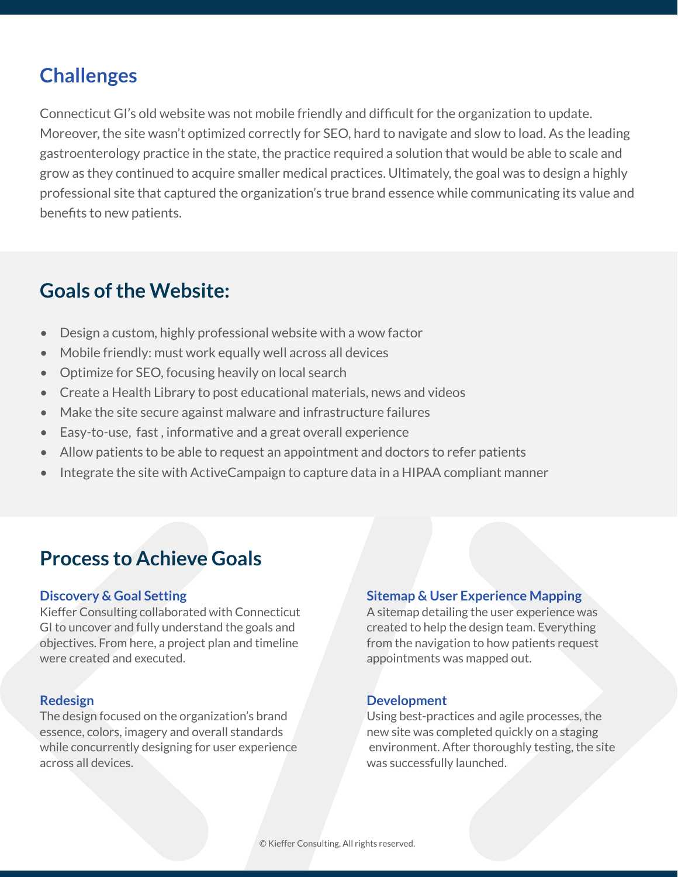## Challenges

Connecticut GI's old website was not mobile friendly and difficult for the organization to update. Moreover, the site wasn't optimized correctly for SEO, hard to navigate and slow to load. As the leading gastroenterology practice in the state, the practice required a solution that would be able to scale and grow as they continued to acquire smaller medical practices. Ultimately, the goal was to design a highly professional site that captured the organization's true brand essence while communicating its value and benefits to new patients.

## Goals of the Website:

- Design a custom, highly professional website with a wow factor
- Mobile friendly: must work equally well across all devices
- Optimize for SEO, focusing heavily on local search
- Create a Health Library to post educational materials, news and videos
- Make the site secure against malware and infrastructure failures
- Easy-to-use, fast , informative and a great overall experience
- Allow patients to be able to request an appointment and doctors to refer patients
- Integrate the site with ActiveCampaign to capture data in a HIPAA compliant manner

## Process to Achieve Goals

### Discovery & Goal Setting

Kieffer Consulting collaborated with Connecticut GI to uncover and fully understand the goals and objectives. From here, a project plan and timeline were created and executed.

### Redesign

The design focused on the organization's brand essence, colors, imagery and overall standards while concurrently designing for user experience across all devices.

### Sitemap & User Experience Mapping

A sitemap detailing the user experience was created to help the design team. Everything from the navigation to how patients request appointments was mapped out.

### Development

Using best-practices and agile processes, the new site was completed quickly on a staging environment. After thoroughly testing, the site was successfully launched.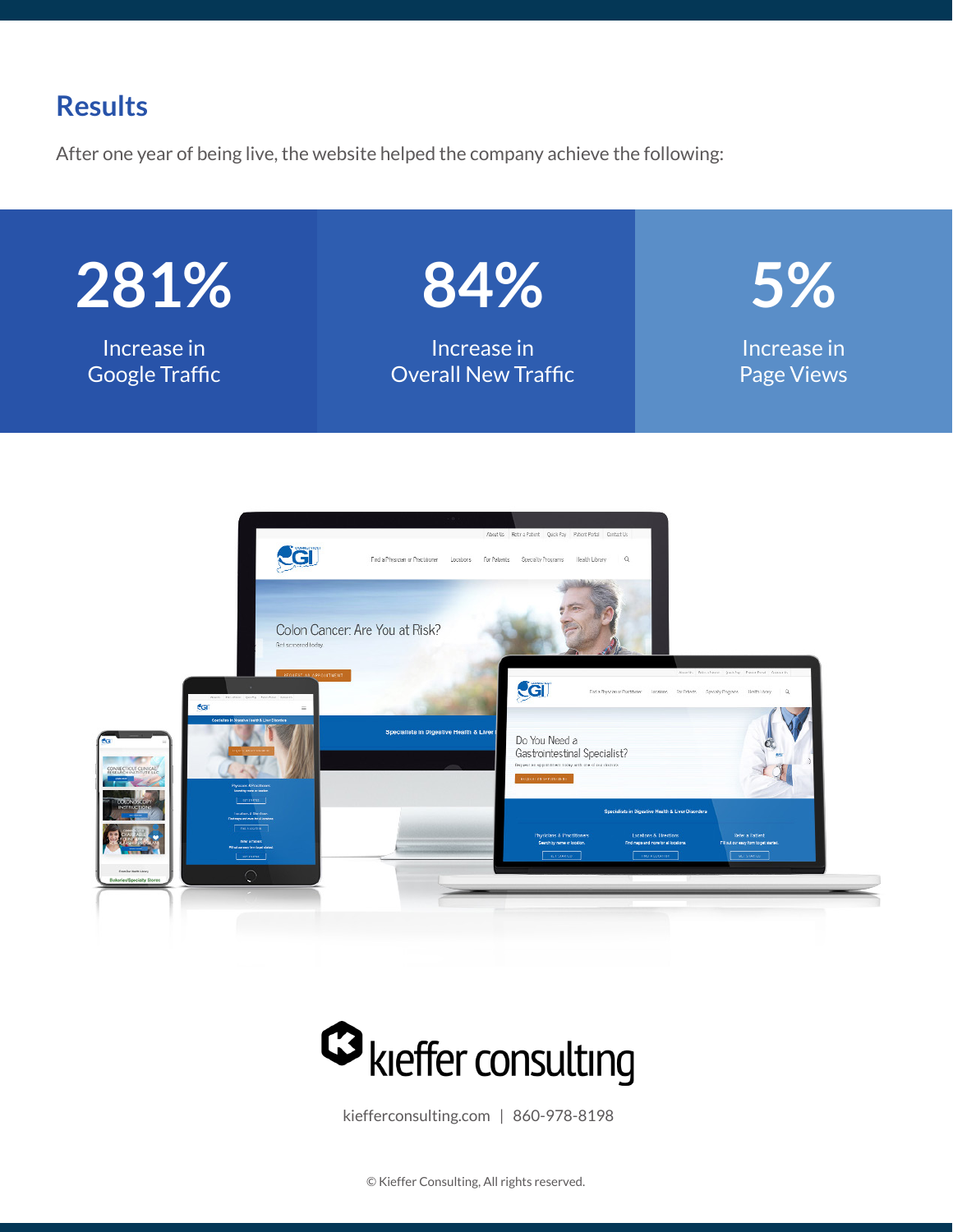## Results

After one year of being live, the website helped the company achieve the following:

**281%**

Increase in Google Traffic

**84%**

Increase in Overall New Traffic

**5%**

Increase in Page Views

kieffer consulting

kiefferconsulting.com | 860-978-8198

© Kieffer Consulting, All rights reserved.